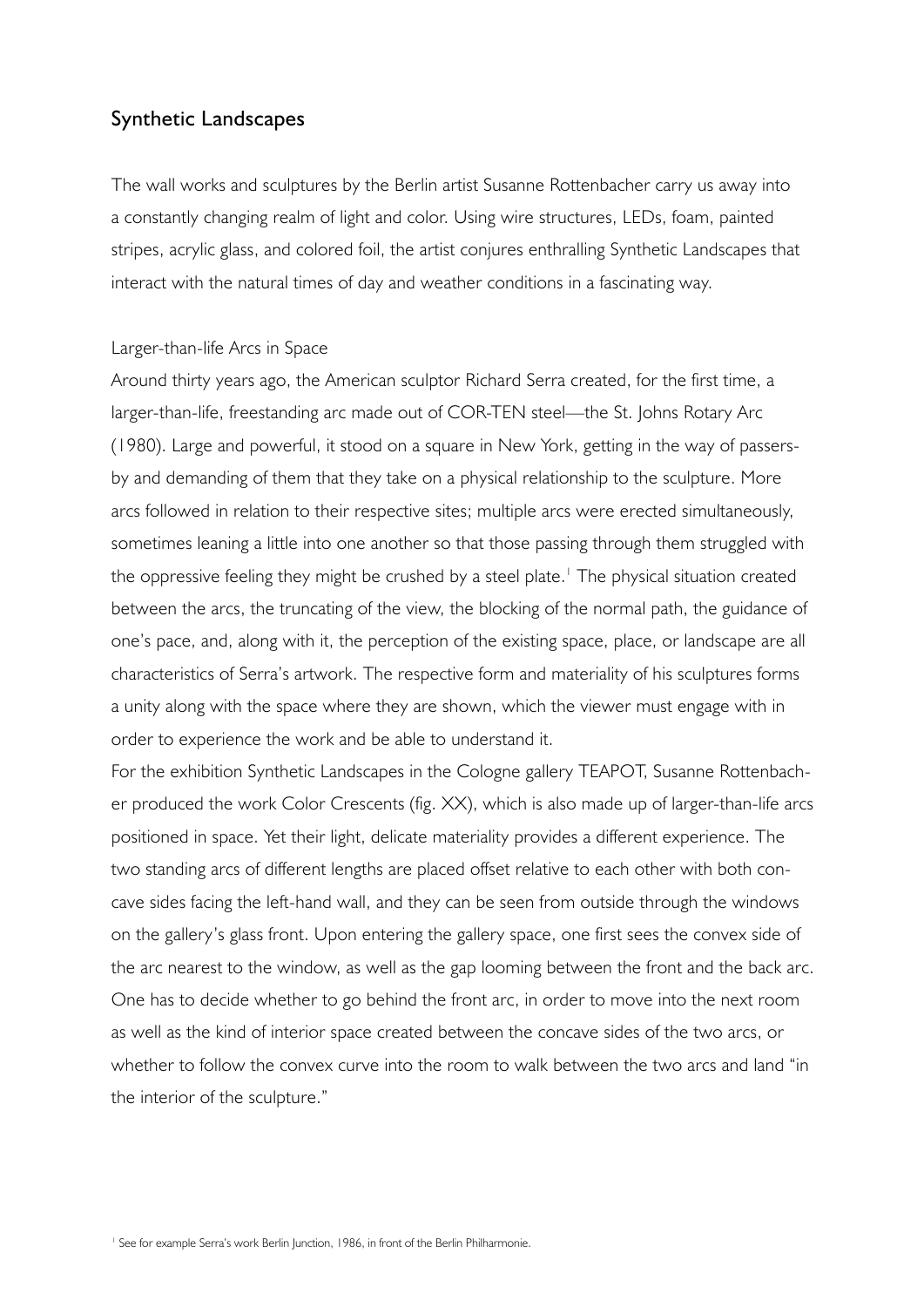## Synthetic Landscapes

The wall works and sculptures by the Berlin artist Susanne Rottenbacher carry us away into a constantly changing realm of light and color. Using wire structures, LEDs, foam, painted stripes, acrylic glass, and colored foil, the artist conjures enthralling Synthetic Landscapes that interact with the natural times of day and weather conditions in a fascinating way.

### Larger-than-life Arcs in Space

Around thirty years ago, the American sculptor Richard Serra created, for the first time, a larger-than-life, freestanding arc made out of COR-TEN steel—the St. Johns Rotary Arc (1980). Large and powerful, it stood on a square in New York, getting in the way of passers-by and demanding of them that they take on a physical relationship to the sculpture. More arcs followed in relation to their respective sites; multiple arcs were erected simultaneously, sometimes leaning a little into one another so that those passing through them struggled with the oppressive feeling they might be crushed by a steel plate.[1] The physical situation created between the arcs, the truncating of the view, the blocking of the normal path, the guidance of one's pace, and, along with it, the perception of the existing space, place, or landscape are all characteristics of Serra's artwork. The respective form and materiality of his sculptures forms a unity along with the space where they are shown, which the viewer must engage with in order to experience the work and be able to understand it.

For the exhibition Synthetic Landscapes in the Cologne gallery TEAPOT, Susanne Rottenbacher produced the work Color Crescents (fig. XX), which is also made up of larger-than-life arcs positioned in space. Yet their light, delicate materiality provides a different experience. The two standing arcs of different lengths are placed offset relative to each other with both concave sides facing the left-hand wall, and they can be seen from outside through the windows on the gallery's glass front. Upon entering the gallery space, one first sees the convex side of the arc nearest to the window, as well as the gap looming between the front and the back arc. One has to decide whether to go behind the front arc, in order to move into the next room as well as the kind of interior space created between the concave sides of the two arcs, or whether to follow the convex curve into the room to walk between the two arcs and land "in the interior of the sculpture."

[1] See for example Serra's work Berlin Junction, 1986, in front of the Berlin Philharmonie.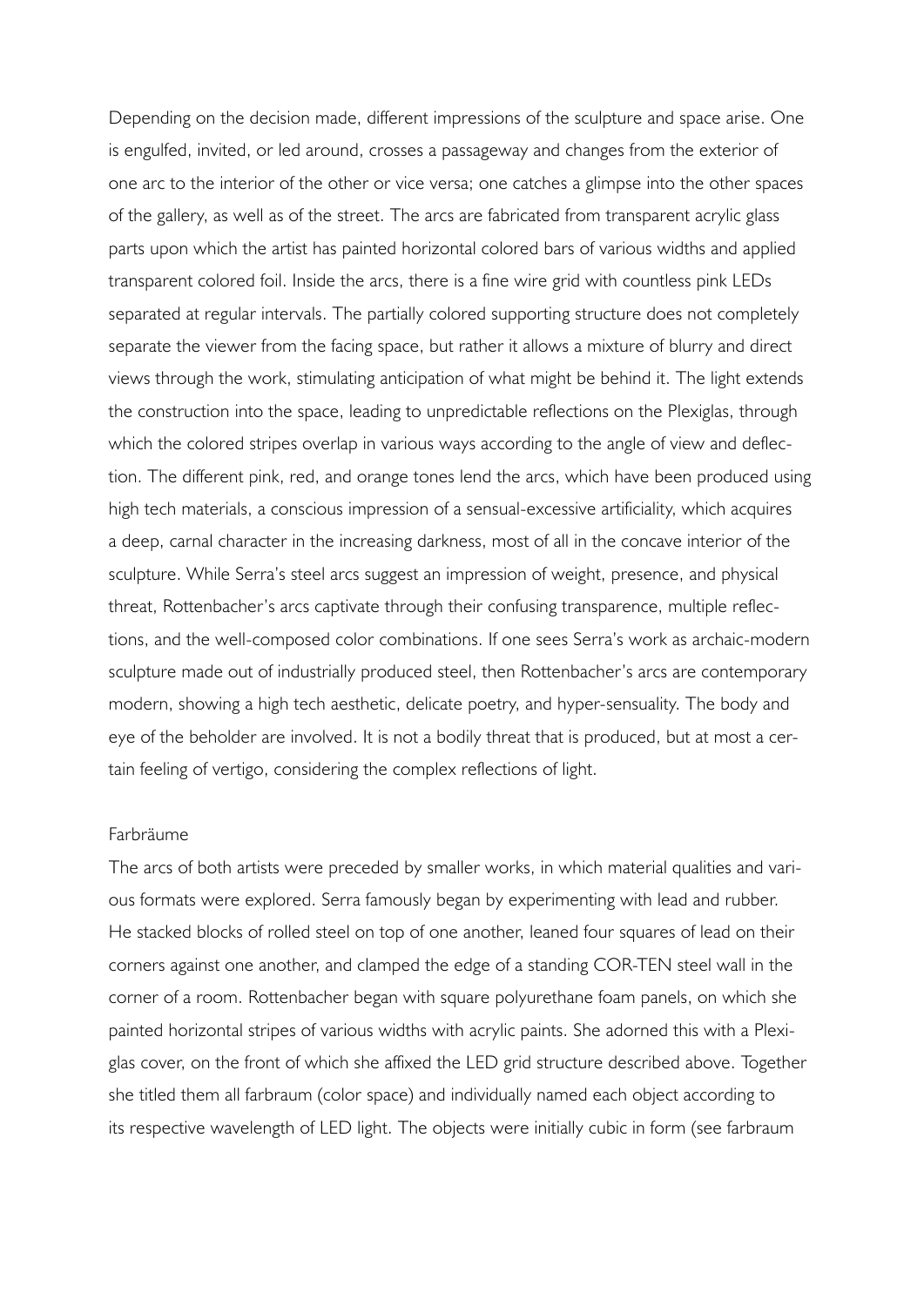Depending on the decision made, different impressions of the sculpture and space arise. One is engulfed, invited, or led around, crosses a passageway and changes from the exterior of one arc to the interior of the other or vice versa; one catches a glimpse into the other spaces of the gallery, as well as of the street. The arcs are fabricated from transparent acrylic glass parts upon which the artist has painted horizontal colored bars of various widths and applied transparent colored foil. Inside the arcs, there is a fine wire grid with countless pink LEDs separated at regular intervals. The partially colored supporting structure does not completely separate the viewer from the facing space, but rather it allows a mixture of blurry and direct views through the work, stimulating anticipation of what might be behind it. The light extends the construction into the space, leading to unpredictable reflections on the Plexiglas, through which the colored stripes overlap in various ways according to the angle of view and deflection. The different pink, red, and orange tones lend the arcs, which have been produced using high tech materials, a conscious impression of a sensual-excessive artificiality, which acquires a deep, carnal character in the increasing darkness, most of all in the concave interior of the sculpture. While Serra's steel arcs suggest an impression of weight, presence, and physical threat, Rottenbacher's arcs captivate through their confusing transparence, multiple reflections, and the well-composed color combinations. If one sees Serra's work as archaic-modern sculpture made out of industrially produced steel, then Rottenbacher's arcs are contemporary modern, showing a high tech aesthetic, delicate poetry, and hyper-sensuality. The body and eye of the beholder are involved. It is not a bodily threat that is produced, but at most a certain feeling of vertigo, considering the complex reflections of light.

## Farbräume

The arcs of both artists were preceded by smaller works, in which material qualities and various formats were explored. Serra famously began by experimenting with lead and rubber. He stacked blocks of rolled steel on top of one another, leaned four squares of lead on their corners against one another, and clamped the edge of a standing COR-TEN steel wall in the corner of a room. Rottenbacher began with square polyurethane foam panels, on which she painted horizontal stripes of various widths with acrylic paints. She adorned this with a Plexiglas cover, on the front of which she affixed the LED grid structure described above. Together she titled them all farbraum (color space) and individually named each object according to its respective wavelength of LED light. The objects were initially cubic in form (see farbraum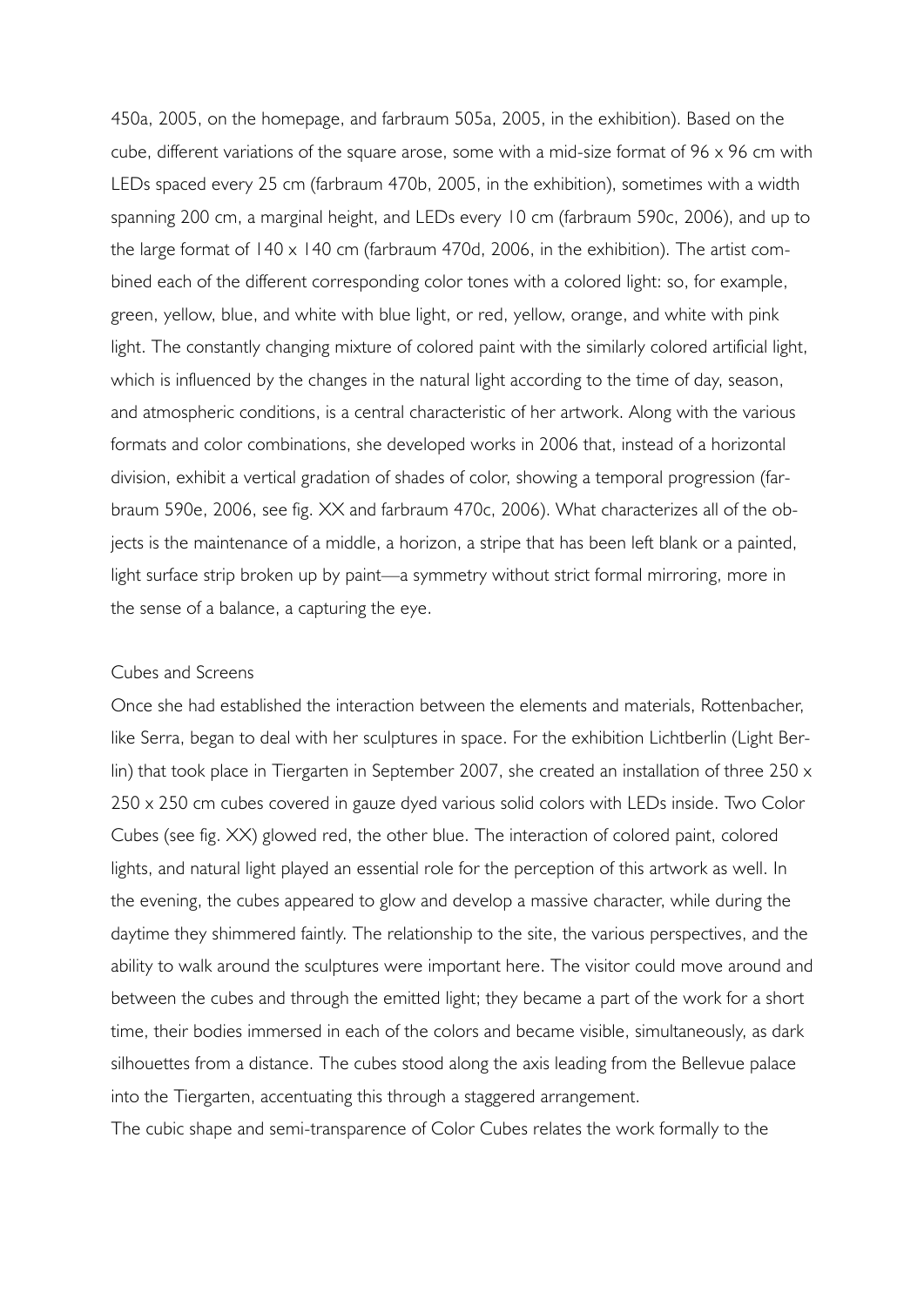450a, 2005, on the homepage, and farbraum 505a, 2005, in the exhibition). Based on the cube, different variations of the square arose, some with a mid-size format of 96 x 96 cm with LEDs spaced every 25 cm (farbraum 470b, 2005, in the exhibition), sometimes with a width spanning 200 cm, a marginal height, and LEDs every 10 cm (farbraum 590c, 2006), and up to the large format of 140 x 140 cm (farbraum 470d, 2006, in the exhibition). The artist combined each of the different corresponding color tones with a colored light: so, for example, green, yellow, blue, and white with blue light, or red, yellow, orange, and white with pink light. The constantly changing mixture of colored paint with the similarly colored artificial light, which is influenced by the changes in the natural light according to the time of day, season, and atmospheric conditions, is a central characteristic of her artwork. Along with the various formats and color combinations, she developed works in 2006 that, instead of a horizontal division, exhibit a vertical gradation of shades of color, showing a temporal progression (farbraum 590e, 2006, see fig. XX and farbraum 470c, 2006). What characterizes all of the objects is the maintenance of a middle, a horizon, a stripe that has been left blank or a painted, light surface strip broken up by paint—a symmetry without strict formal mirroring, more in the sense of a balance, a capturing the eye.

## Cubes and Screens

Once she had established the interaction between the elements and materials, Rottenbacher, like Serra, began to deal with her sculptures in space. For the exhibition Lichtberlin (Light Berlin) that took place in Tiergarten in September 2007, she created an installation of three 250 x 250 x 250 cm cubes covered in gauze dyed various solid colors with LEDs inside. Two Color Cubes (see fig. XX) glowed red, the other blue. The interaction of colored paint, colored lights, and natural light played an essential role for the perception of this artwork as well. In the evening, the cubes appeared to glow and develop a massive character, while during the daytime they shimmered faintly. The relationship to the site, the various perspectives, and the ability to walk around the sculptures were important here. The visitor could move around and between the cubes and through the emitted light; they became a part of the work for a short time, their bodies immersed in each of the colors and became visible, simultaneously, as dark silhouettes from a distance. The cubes stood along the axis leading from the Bellevue palace into the Tiergarten, accentuating this through a staggered arrangement.

The cubic shape and semi-transparence of Color Cubes relates the work formally to the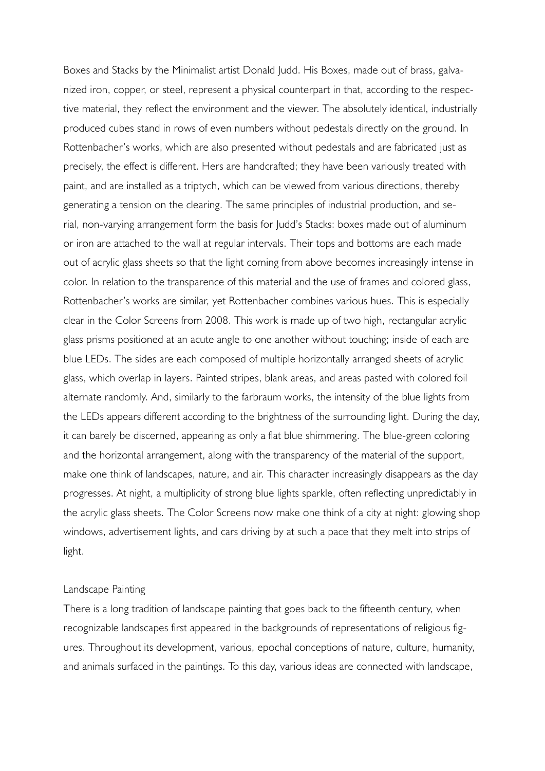Boxes and Stacks by the Minimalist artist Donald Judd. His Boxes, made out of brass, galvanized iron, copper, or steel, represent a physical counterpart in that, according to the respective material, they reflect the environment and the viewer. The absolutely identical, industrially produced cubes stand in rows of even numbers without pedestals directly on the ground. In Rottenbacher's works, which are also presented without pedestals and are fabricated just as precisely, the effect is different. Hers are handcrafted; they have been variously treated with paint, and are installed as a triptych, which can be viewed from various directions, thereby generating a tension on the clearing. The same principles of industrial production, and serial, non-varying arrangement form the basis for Judd's Stacks: boxes made out of aluminum or iron are attached to the wall at regular intervals. Their tops and bottoms are each made out of acrylic glass sheets so that the light coming from above becomes increasingly intense in color. In relation to the transparence of this material and the use of frames and colored glass, Rottenbacher's works are similar, yet Rottenbacher combines various hues. This is especially clear in the Color Screens from 2008. This work is made up of two high, rectangular acrylic glass prisms positioned at an acute angle to one another without touching; inside of each are blue LEDs. The sides are each composed of multiple horizontally arranged sheets of acrylic glass, which overlap in layers. Painted stripes, blank areas, and areas pasted with colored foil alternate randomly. And, similarly to the farbraum works, the intensity of the blue lights from the LEDs appears different according to the brightness of the surrounding light. During the day, it can barely be discerned, appearing as only a flat blue shimmering. The blue-green coloring and the horizontal arrangement, along with the transparency of the material of the support, make one think of landscapes, nature, and air. This character increasingly disappears as the day progresses. At night, a multiplicity of strong blue lights sparkle, often reflecting unpredictably in the acrylic glass sheets. The Color Screens now make one think of a city at night: glowing shop windows, advertisement lights, and cars driving by at such a pace that they melt into strips of light.

## Landscape Painting

There is a long tradition of landscape painting that goes back to the fifteenth century, when recognizable landscapes first appeared in the backgrounds of representations of religious figures. Throughout its development, various, epochal conceptions of nature, culture, humanity, and animals surfaced in the paintings. To this day, various ideas are connected with landscape,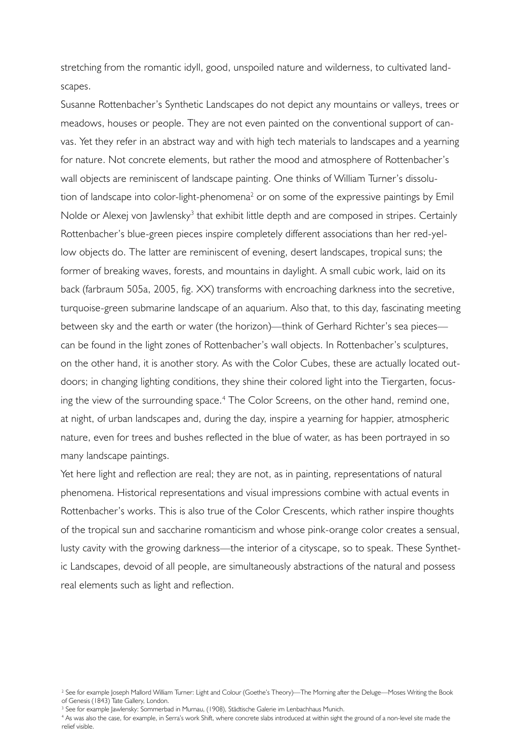stretching from the romantic idyll, good, unspoiled nature and wilderness, to cultivated landscapes.

Susanne Rottenbacher's Synthetic Landscapes do not depict any mountains or valleys, trees or meadows, houses or people. They are not even painted on the conventional support of canvas. Yet they refer in an abstract way and with high tech materials to landscapes and a yearning for nature. Not concrete elements, but rather the mood and atmosphere of Rottenbacher's wall objects are reminiscent of landscape painting. One thinks of William Turner's dissolution of landscape into color-light-phenomena[2] or on some of the expressive paintings by Emil Nolde or Alexej von Jawlensky[3] that exhibit little depth and are composed in stripes. Certainly Rottenbacher's blue-green pieces inspire completely different associations than her red-yellow objects do. The latter are reminiscent of evening, desert landscapes, tropical suns; the former of breaking waves, forests, and mountains in daylight. A small cubic work, laid on its back (farbraum 505a, 2005, fig. XX) transforms with encroaching darkness into the secretive, turquoise-green submarine landscape of an aquarium. Also that, to this day, fascinating meeting between sky and the earth or water (the horizon)—think of Gerhard Richter's sea pieces—can be found in the light zones of Rottenbacher's wall objects. In Rottenbacher's sculptures, on the other hand, it is another story. As with the Color Cubes, these are actually located outdoors; in changing lighting conditions, they shine their colored light into the Tiergarten, focusing the view of the surrounding space.[4] The Color Screens, on the other hand, remind one, at night, of urban landscapes and, during the day, inspire a yearning for happier, atmospheric nature, even for trees and bushes reflected in the blue of water, as has been portrayed in so many landscape paintings.

Yet here light and reflection are real; they are not, as in painting, representations of natural phenomena. Historical representations and visual impressions combine with actual events in Rottenbacher's works. This is also true of the Color Crescents, which rather inspire thoughts of the tropical sun and saccharine romanticism and whose pink-orange color creates a sensual, lusty cavity with the growing darkness—the interior of a cityscape, so to speak. These Synthetic Landscapes, devoid of all people, are simultaneously abstractions of the natural and possess real elements such as light and reflection.

[2] See for example Joseph Mallord William Turner: Light and Colour (Goethe's Theory)—The Morning after the Deluge—Moses Writing the Book of Genesis (1843) Tate Gallery, London.

[3] See for example Jawlensky: Sommerbad in Murnau, (1908), Städtische Galerie im Lenbachhaus Munich.

[4] As was also the case, for example, in Serra's work Shift, where concrete slabs introduced at within sight the ground of a non-level site made the relief visible.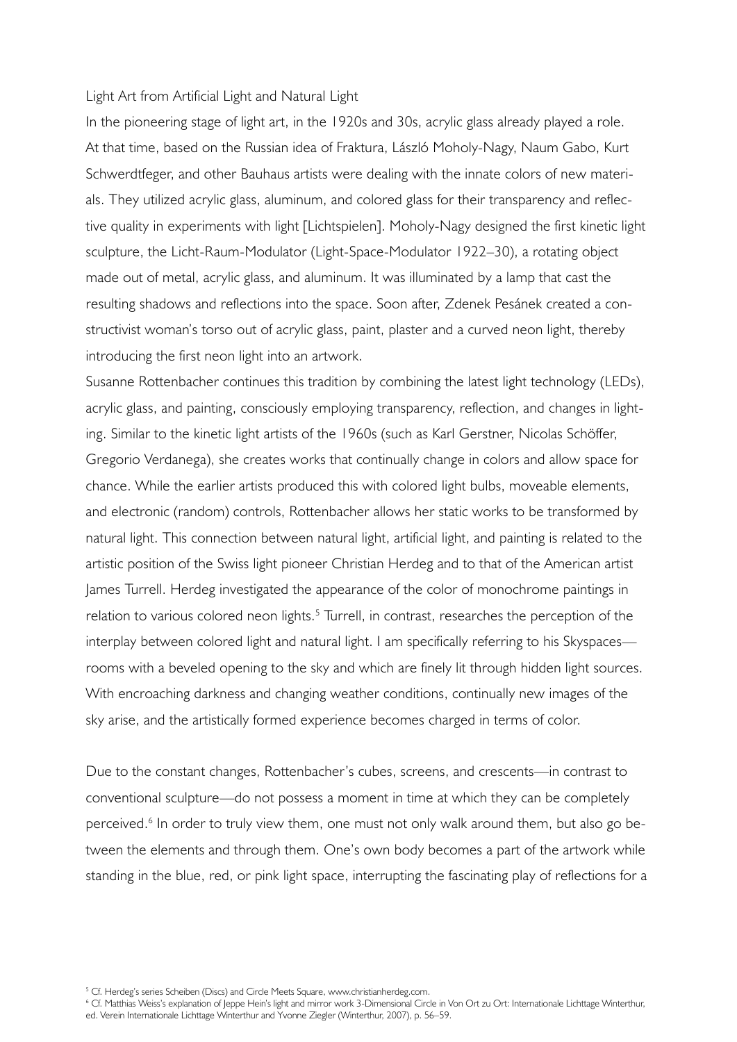## Light Art from Artificial Light and Natural Light

In the pioneering stage of light art, in the 1920s and 30s, acrylic glass already played a role. At that time, based on the Russian idea of Fraktura, László Moholy-Nagy, Naum Gabo, Kurt Schwerdtfeger, and other Bauhaus artists were dealing with the innate colors of new materials. They utilized acrylic glass, aluminum, and colored glass for their transparency and reflective quality in experiments with light [Lichtspielen]. Moholy-Nagy designed the first kinetic light sculpture, the Licht-Raum-Modulator (Light-Space-Modulator 1922–30), a rotating object made out of metal, acrylic glass, and aluminum. It was illuminated by a lamp that cast the resulting shadows and reflections into the space. Soon after, Zdenek Pesánek created a constructivist woman's torso out of acrylic glass, paint, plaster and a curved neon light, thereby introducing the first neon light into an artwork.

Susanne Rottenbacher continues this tradition by combining the latest light technology (LEDs), acrylic glass, and painting, consciously employing transparency, reflection, and changes in lighting. Similar to the kinetic light artists of the 1960s (such as Karl Gerstner, Nicolas Schöffer, Gregorio Verdanega), she creates works that continually change in colors and allow space for chance. While the earlier artists produced this with colored light bulbs, moveable elements, and electronic (random) controls, Rottenbacher allows her static works to be transformed by natural light. This connection between natural light, artificial light, and painting is related to the artistic position of the Swiss light pioneer Christian Herdeg and to that of the American artist James Turrell. Herdeg investigated the appearance of the color of monochrome paintings in relation to various colored neon lights.[5] Turrell, in contrast, researches the perception of the interplay between colored light and natural light. I am specifically referring to his Skyspaces—rooms with a beveled opening to the sky and which are finely lit through hidden light sources. With encroaching darkness and changing weather conditions, continually new images of the sky arise, and the artistically formed experience becomes charged in terms of color.

Due to the constant changes, Rottenbacher's cubes, screens, and crescents—in contrast to conventional sculpture—do not possess a moment in time at which they can be completely perceived.[6] In order to truly view them, one must not only walk around them, but also go between the elements and through them. One's own body becomes a part of the artwork while standing in the blue, red, or pink light space, interrupting the fascinating play of reflections for a

[5] Cf. Herdeg's series Scheiben (Discs) and Circle Meets Square, www.christianherdeg.com.

[6] Cf. Matthias Weiss's explanation of Jeppe Hein's light and mirror work 3-Dimensional Circle in Von Ort zu Ort: Internationale Lichttage Winterthur, ed. Verein Internationale Lichttage Winterthur and Yvonne Ziegler (Winterthur, 2007), p. 56–59.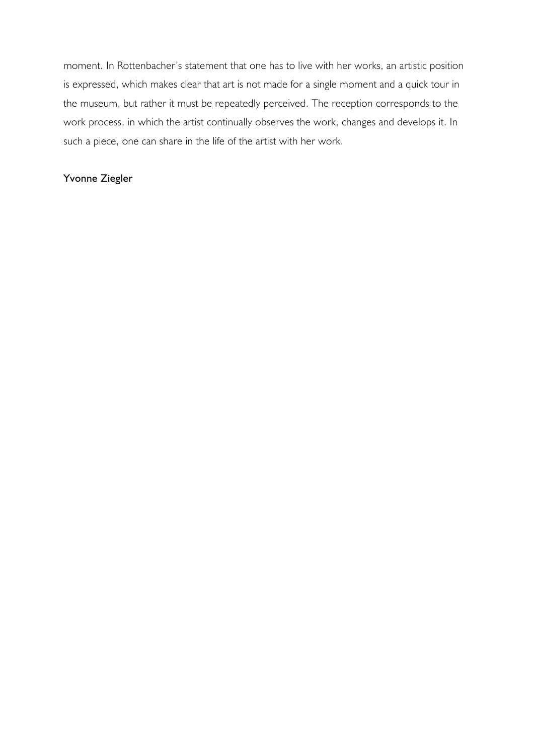moment. In Rottenbacher's statement that one has to live with her works, an artistic position is expressed, which makes clear that art is not made for a single moment and a quick tour in the museum, but rather it must be repeatedly perceived. The reception corresponds to the work process, in which the artist continually observes the work, changes and develops it. In such a piece, one can share in the life of the artist with her work.

Yvonne Ziegler